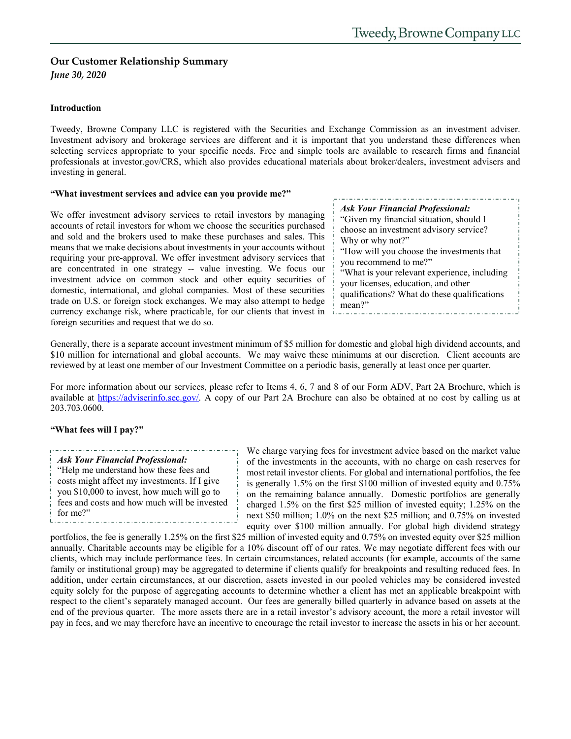## Our Customer Relationship Summary

*June 30, 2020*

### Introduction

Tweedy, Browne Company LLC is registered with the Securities and Exchange Commission as an investment adviser. Investment advisory and brokerage services are different and it is important that you understand these differences when selecting services appropriate to your specific needs. Free and simple tools are available to research firms and financial professionals at investor.gov/CRS, which also provides educational materials about broker/dealers, investment advisers and investing in general.

### "What investment services and advice can you provide me?"

We offer investment advisory services to retail investors by managing accounts of retail investors for whom we choose the securities purchased and sold and the brokers used to make these purchases and sales. This means that we make decisions about investments in your accounts without requiring your pre-approval. We offer investment advisory services that are concentrated in one strategy -- value investing. We focus our investment advice on common stock and other equity securities of domestic, international, and global companies. Most of these securities trade on U.S. or foreign stock exchanges. We may also attempt to hedge currency exchange risk, where practicable, for our clients that invest in foreign securities and request that we do so.

> ***Ask Your Financial Professional:***
> "Given my financial situation, should I choose an investment advisory service? Why or why not?"
> "How will you choose the investments that you recommend to me?"
> "What is your relevant experience, including your licenses, education, and other qualifications? What do these qualifications mean?"

Generally, there is a separate account investment minimum of $5 million for domestic and global high dividend accounts, and $10 million for international and global accounts. We may waive these minimums at our discretion. Client accounts are reviewed by at least one member of our Investment Committee on a periodic basis, generally at least once per quarter.

For more information about our services, please refer to Items 4, 6, 7 and 8 of our Form ADV, Part 2A Brochure, which is available at [https://adviserinfo.sec.gov/](https://adviserinfo.sec.gov/). A copy of our Part 2A Brochure can also be obtained at no cost by calling us at 203.703.0600.

### "What fees will I pay?"

> ***Ask Your Financial Professional:***
> "Help me understand how these fees and costs might affect my investments. If I give you $10,000 to invest, how much will go to fees and costs and how much will be invested for me?"

We charge varying fees for investment advice based on the market value of the investments in the accounts, with no charge on cash reserves for most retail investor clients. For global and international portfolios, the fee is generally 1.5% on the first $100 million of invested equity and 0.75% on the remaining balance annually. Domestic portfolios are generally charged 1.5% on the first $25 million of invested equity; 1.25% on the next $50 million; 1.0% on the next $25 million; and 0.75% on invested equity over $100 million annually. For global high dividend strategy portfolios, the fee is generally 1.25% on the first $25 million of invested equity and 0.75% on invested equity over $25 million annually. Charitable accounts may be eligible for a 10% discount off of our rates. We may negotiate different fees with our clients, which may include performance fees. In certain circumstances, related accounts (for example, accounts of the same family or institutional group) may be aggregated to determine if clients qualify for breakpoints and resulting reduced fees. In addition, under certain circumstances, at our discretion, assets invested in our pooled vehicles may be considered invested equity solely for the purpose of aggregating accounts to determine whether a client has met an applicable breakpoint with respect to the client's separately managed account. Our fees are generally billed quarterly in advance based on assets at the end of the previous quarter. The more assets there are in a retail investor's advisory account, the more a retail investor will pay in fees, and we may therefore have an incentive to encourage the retail investor to increase the assets in his or her account.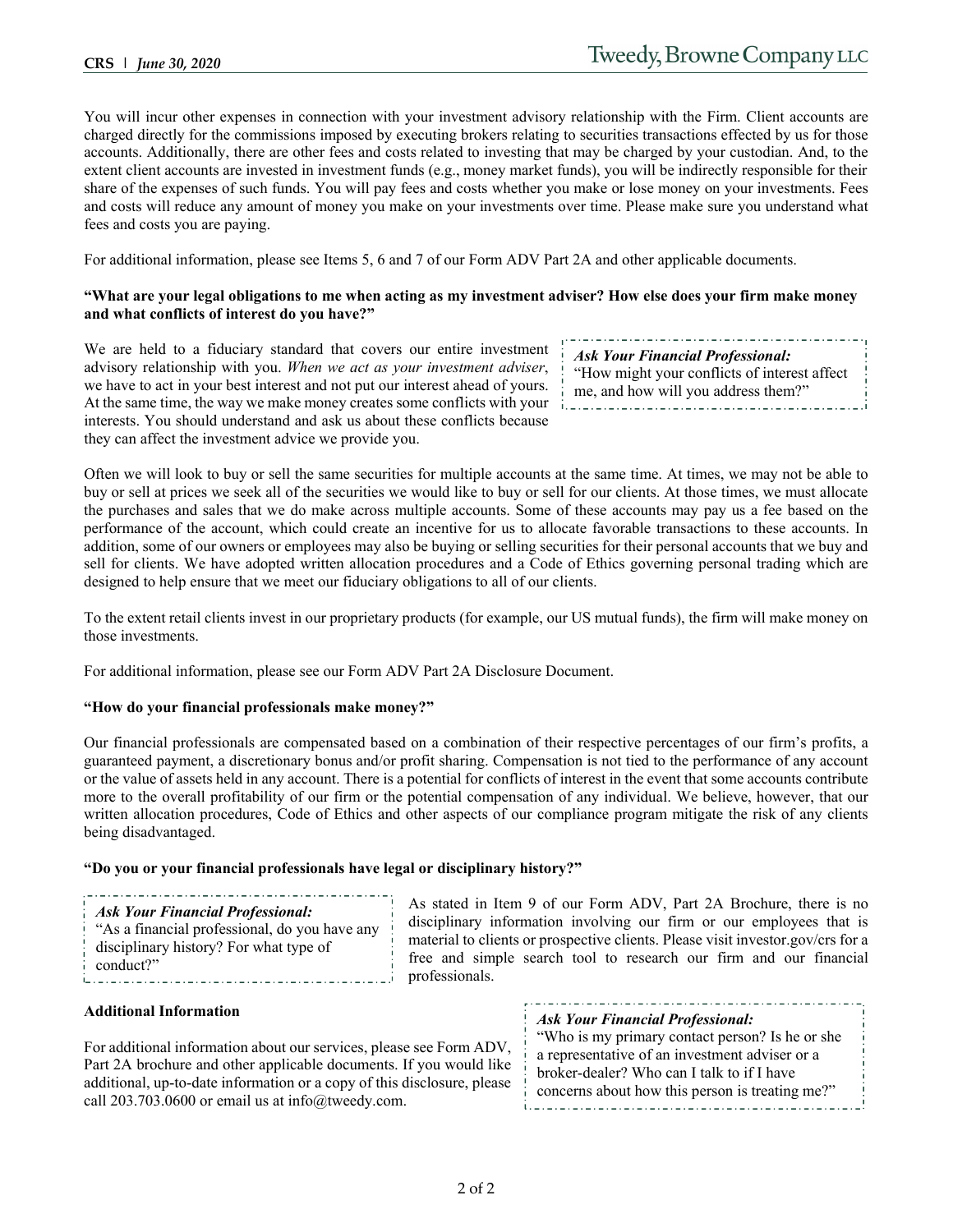You will incur other expenses in connection with your investment advisory relationship with the Firm. Client accounts are charged directly for the commissions imposed by executing brokers relating to securities transactions effected by us for those accounts. Additionally, there are other fees and costs related to investing that may be charged by your custodian. And, to the extent client accounts are invested in investment funds (e.g., money market funds), you will be indirectly responsible for their share of the expenses of such funds. You will pay fees and costs whether you make or lose money on your investments. Fees and costs will reduce any amount of money you make on your investments over time. Please make sure you understand what fees and costs you are paying.

For additional information, please see Items 5, 6 and 7 of our Form ADV Part 2A and other applicable documents.

**"What are your legal obligations to me when acting as my investment adviser? How else does your firm make money and what conflicts of interest do you have?"**

We are held to a fiduciary standard that covers our entire investment advisory relationship with you. *When we act as your investment adviser*, we have to act in your best interest and not put our interest ahead of yours. At the same time, the way we make money creates some conflicts with your interests. You should understand and ask us about these conflicts because they can affect the investment advice we provide you.

> ***Ask Your Financial Professional:***
> "How might your conflicts of interest affect me, and how will you address them?"

Often we will look to buy or sell the same securities for multiple accounts at the same time. At times, we may not be able to buy or sell at prices we seek all of the securities we would like to buy or sell for our clients. At those times, we must allocate the purchases and sales that we do make across multiple accounts. Some of these accounts may pay us a fee based on the performance of the account, which could create an incentive for us to allocate favorable transactions to these accounts. In addition, some of our owners or employees may also be buying or selling securities for their personal accounts that we buy and sell for clients. We have adopted written allocation procedures and a Code of Ethics governing personal trading which are designed to help ensure that we meet our fiduciary obligations to all of our clients.

To the extent retail clients invest in our proprietary products (for example, our US mutual funds), the firm will make money on those investments.

For additional information, please see our Form ADV Part 2A Disclosure Document.

**"How do your financial professionals make money?"**

Our financial professionals are compensated based on a combination of their respective percentages of our firm's profits, a guaranteed payment, a discretionary bonus and/or profit sharing. Compensation is not tied to the performance of any account or the value of assets held in any account. There is a potential for conflicts of interest in the event that some accounts contribute more to the overall profitability of our firm or the potential compensation of any individual. We believe, however, that our written allocation procedures, Code of Ethics and other aspects of our compliance program mitigate the risk of any clients being disadvantaged.

**"Do you or your financial professionals have legal or disciplinary history?"**

> ***Ask Your Financial Professional:***
> "As a financial professional, do you have any disciplinary history? For what type of conduct?"

As stated in Item 9 of our Form ADV, Part 2A Brochure, there is no disciplinary information involving our firm or our employees that is material to clients or prospective clients. Please visit investor.gov/crs for a free and simple search tool to research our firm and our financial professionals.

**Additional Information**

For additional information about our services, please see Form ADV, Part 2A brochure and other applicable documents. If you would like additional, up-to-date information or a copy of this disclosure, please call 203.703.0600 or email us at info@tweedy.com.

> ***Ask Your Financial Professional:***
> "Who is my primary contact person? Is he or she a representative of an investment adviser or a broker-dealer? Who can I talk to if I have concerns about how this person is treating me?"